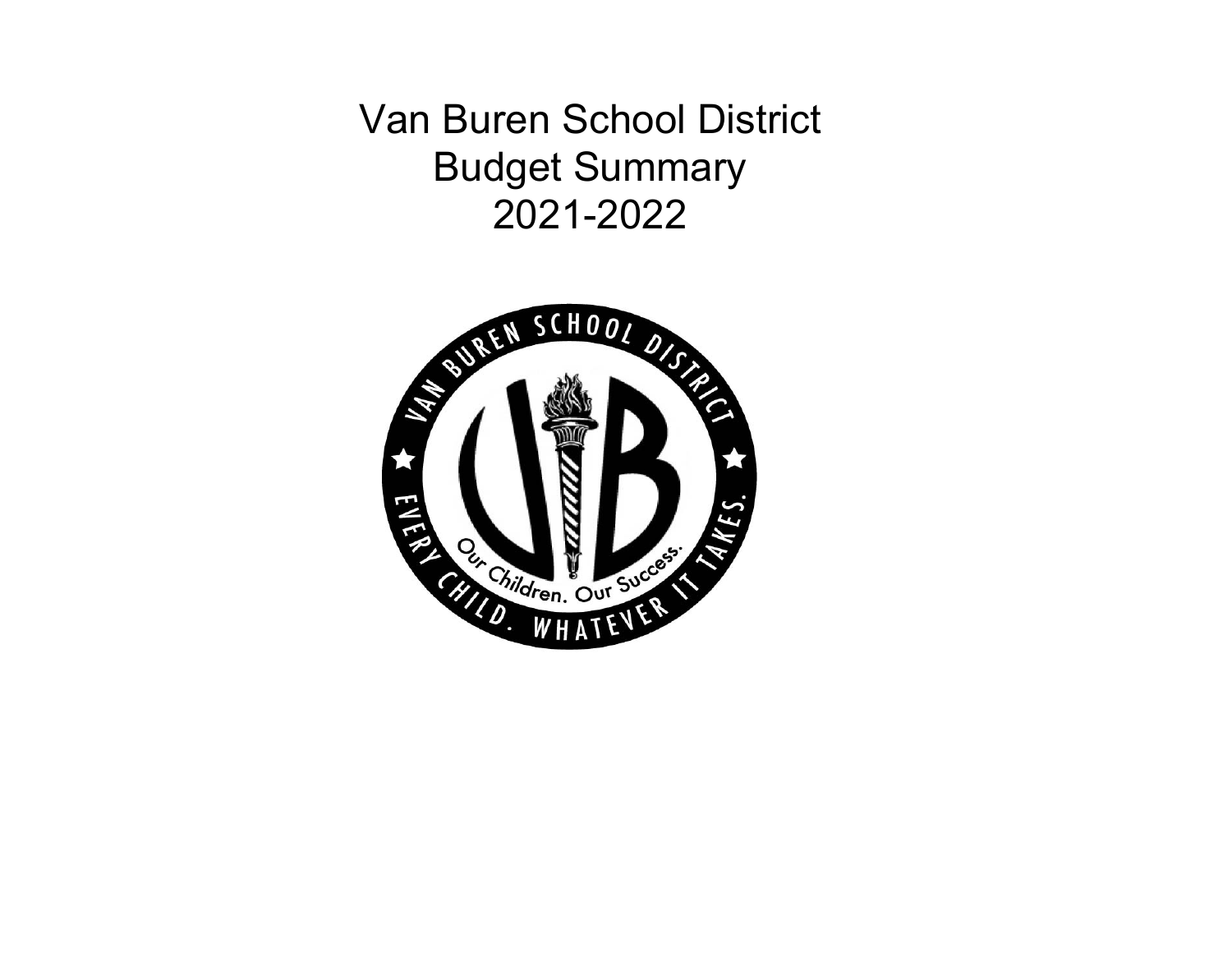# Van Buren School District
# Budget Summary
# 2021-2022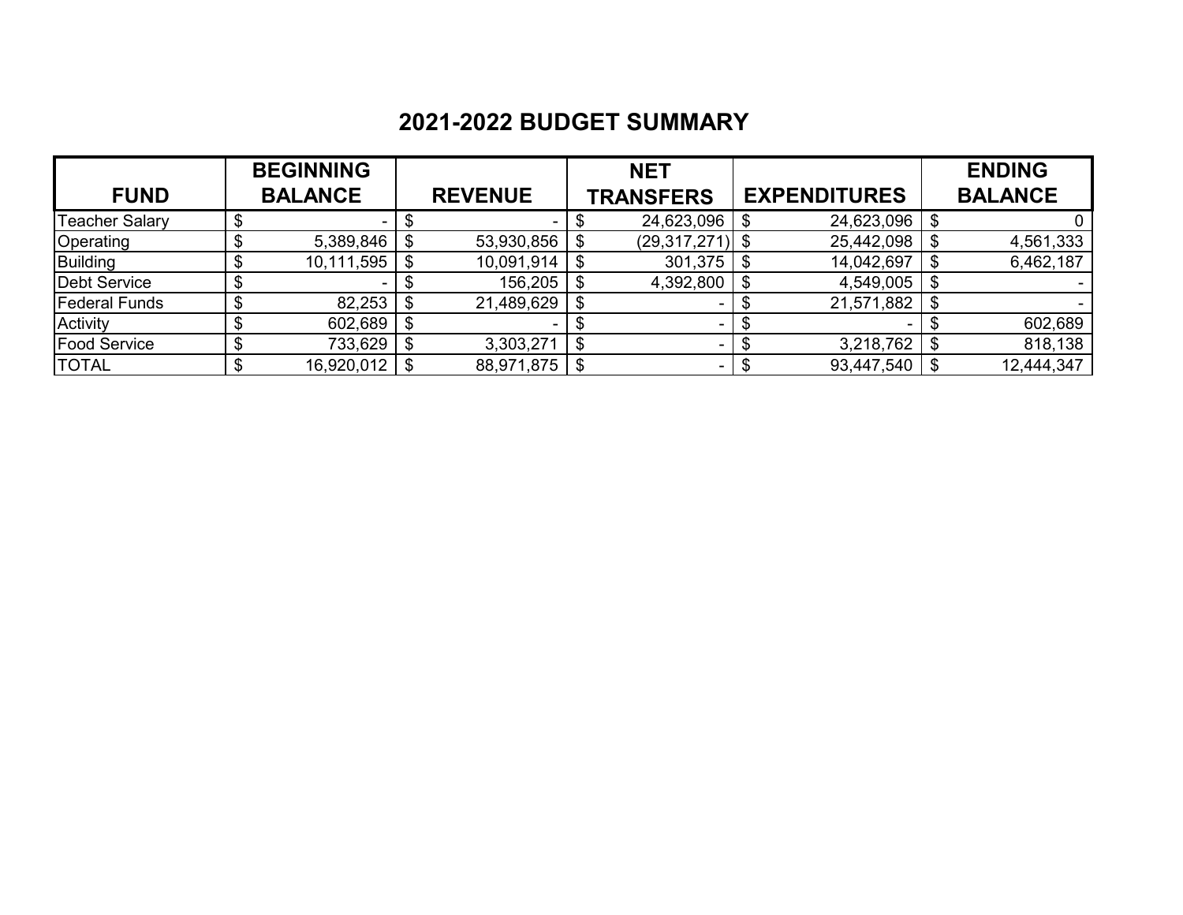## 2021-2022 BUDGET SUMMARY

| FUND | BEGINNING BALANCE | REVENUE | NET TRANSFERS | EXPENDITURES | ENDING BALANCE |
|---|---|---|---|---|---|
| Teacher Salary | $ - | $ - | $ 24,623,096 | $ 24,623,096 | $ 0 |
| Operating | $ 5,389,846 | $ 53,930,856 | $ (29,317,271) | $ 25,442,098 | $ 4,561,333 |
| Building | $ 10,111,595 | $ 10,091,914 | $ 301,375 | $ 14,042,697 | $ 6,462,187 |
| Debt Service | $ - | $ 156,205 | $ 4,392,800 | $ 4,549,005 | $ - |
| Federal Funds | $ 82,253 | $ 21,489,629 | $ - | $ 21,571,882 | $ - |
| Activity | $ 602,689 | $ - | $ - | $ - | $ 602,689 |
| Food Service | $ 733,629 | $ 3,303,271 | $ - | $ 3,218,762 | $ 818,138 |
| TOTAL | $ 16,920,012 | $ 88,971,875 | $ - | $ 93,447,540 | $ 12,444,347 |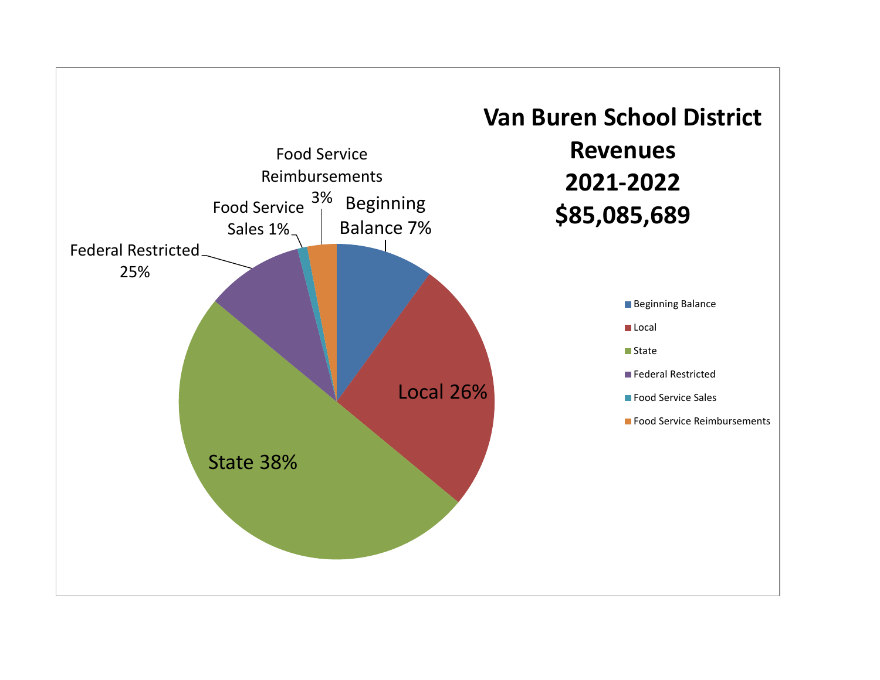# Van Buren School District Revenues 2021-2022 $85,085,689

- Beginning Balance 7%
- Local 26%
- State 38%
- Federal Restricted 25%
- Food Service Sales 1%
- Food Service Reimbursements 3%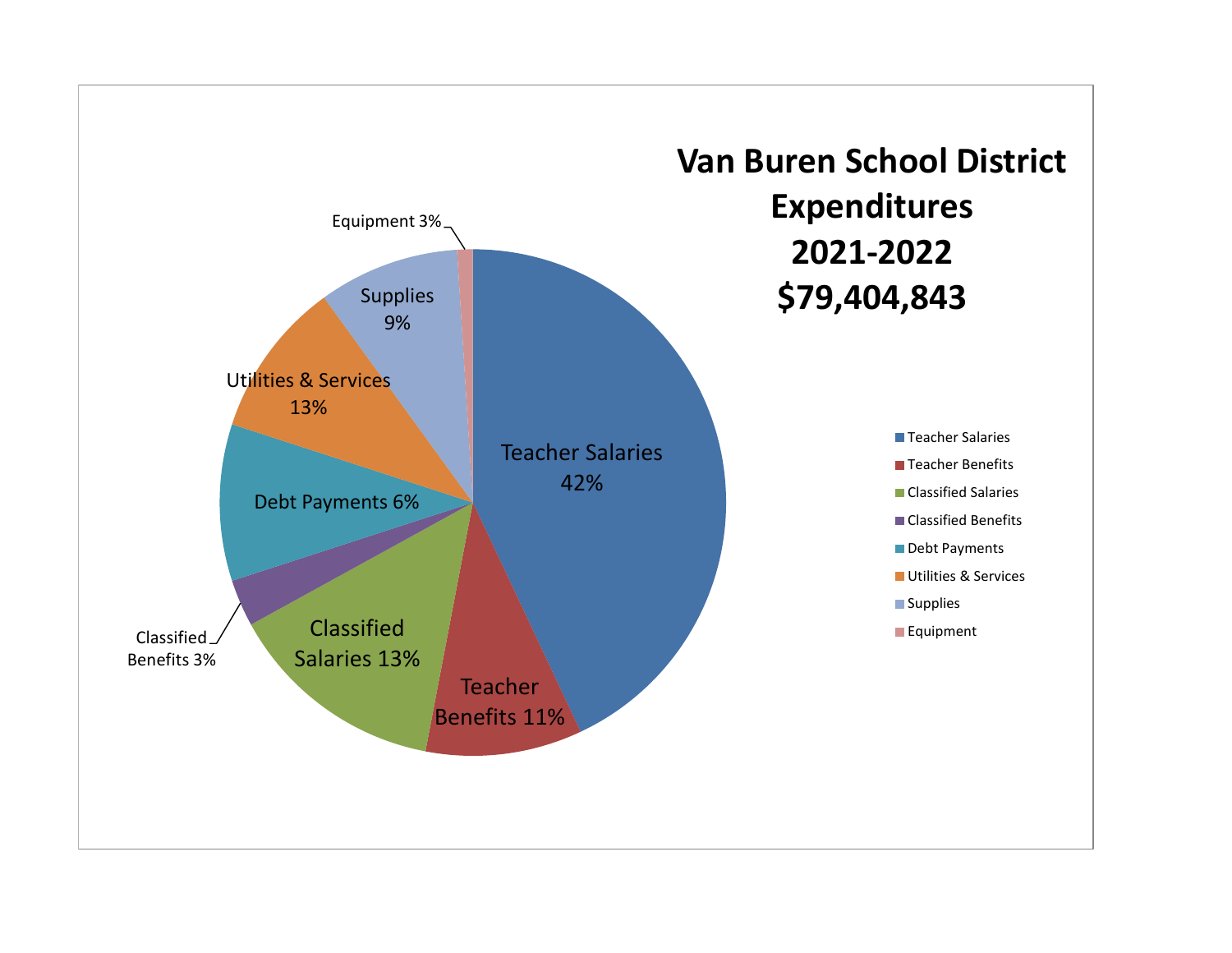# Van Buren School District Expenditures 2021-2022 $79,404,843

| Category | Percentage |
| --- | --- |
| Teacher Salaries | 42% |
| Teacher Benefits | 11% |
| Classified Salaries | 13% |
| Classified Benefits | 3% |
| Debt Payments | 6% |
| Utilities & Services | 13% |
| Supplies | 9% |
| Equipment | 3% |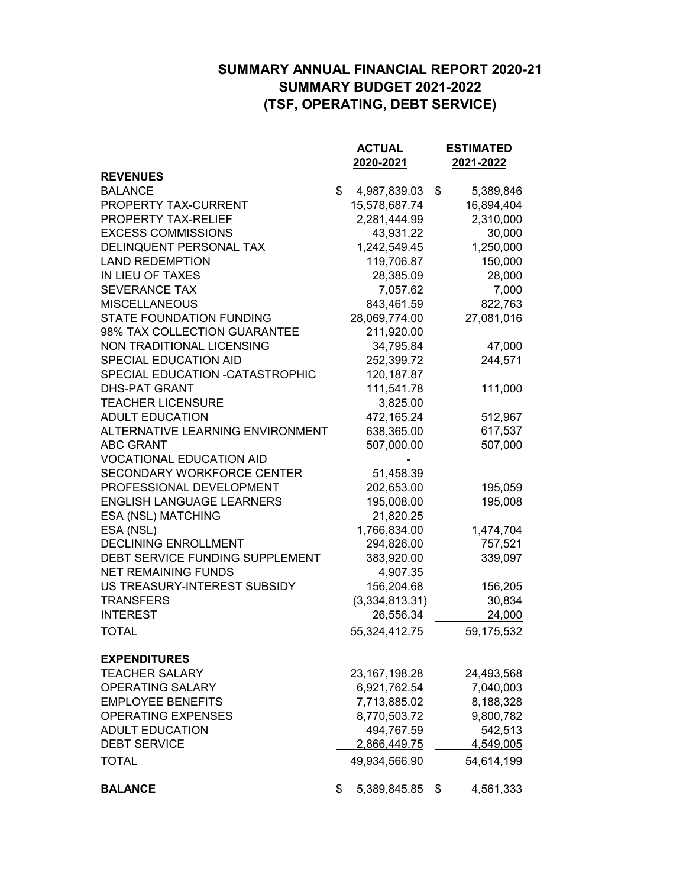# SUMMARY ANNUAL FINANCIAL REPORT 2020-21
## SUMMARY BUDGET 2021-2022
## (TSF, OPERATING, DEBT SERVICE)

| | ACTUAL 2020-2021 | ESTIMATED 2021-2022 |
|---|---|---|
| **REVENUES** | | |
| BALANCE | $ 4,987,839.03 | $ 5,389,846 |
| PROPERTY TAX-CURRENT | 15,578,687.74 | 16,894,404 |
| PROPERTY TAX-RELIEF | 2,281,444.99 | 2,310,000 |
| EXCESS COMMISSIONS | 43,931.22 | 30,000 |
| DELINQUENT PERSONAL TAX | 1,242,549.45 | 1,250,000 |
| LAND REDEMPTION | 119,706.87 | 150,000 |
| IN LIEU OF TAXES | 28,385.09 | 28,000 |
| SEVERANCE TAX | 7,057.62 | 7,000 |
| MISCELLANEOUS | 843,461.59 | 822,763 |
| STATE FOUNDATION FUNDING | 28,069,774.00 | 27,081,016 |
| 98% TAX COLLECTION GUARANTEE | 211,920.00 | |
| NON TRADITIONAL LICENSING | 34,795.84 | 47,000 |
| SPECIAL EDUCATION AID | 252,399.72 | 244,571 |
| SPECIAL EDUCATION -CATASTROPHIC | 120,187.87 | |
| DHS-PAT GRANT | 111,541.78 | 111,000 |
| TEACHER LICENSURE | 3,825.00 | |
| ADULT EDUCATION | 472,165.24 | 512,967 |
| ALTERNATIVE LEARNING ENVIRONMENT | 638,365.00 | 617,537 |
| ABC GRANT | 507,000.00 | 507,000 |
| VOCATIONAL EDUCATION AID | - | |
| SECONDARY WORKFORCE CENTER | 51,458.39 | |
| PROFESSIONAL DEVELOPMENT | 202,653.00 | 195,059 |
| ENGLISH LANGUAGE LEARNERS | 195,008.00 | 195,008 |
| ESA (NSL) MATCHING | 21,820.25 | |
| ESA (NSL) | 1,766,834.00 | 1,474,704 |
| DECLINING ENROLLMENT | 294,826.00 | 757,521 |
| DEBT SERVICE FUNDING SUPPLEMENT | 383,920.00 | 339,097 |
| NET REMAINING FUNDS | 4,907.35 | |
| US TREASURY-INTEREST SUBSIDY | 156,204.68 | 156,205 |
| TRANSFERS | (3,334,813.31) | 30,834 |
| INTEREST | 26,556.34 | 24,000 |
| TOTAL | 55,324,412.75 | 59,175,532 |
| **EXPENDITURES** | | |
| TEACHER SALARY | 23,167,198.28 | 24,493,568 |
| OPERATING SALARY | 6,921,762.54 | 7,040,003 |
| EMPLOYEE BENEFITS | 7,713,885.02 | 8,188,328 |
| OPERATING EXPENSES | 8,770,503.72 | 9,800,782 |
| ADULT EDUCATION | 494,767.59 | 542,513 |
| DEBT SERVICE | 2,866,449.75 | 4,549,005 |
| TOTAL | 49,934,566.90 | 54,614,199 |
| **BALANCE** | $ 5,389,845.85 | $ 4,561,333 |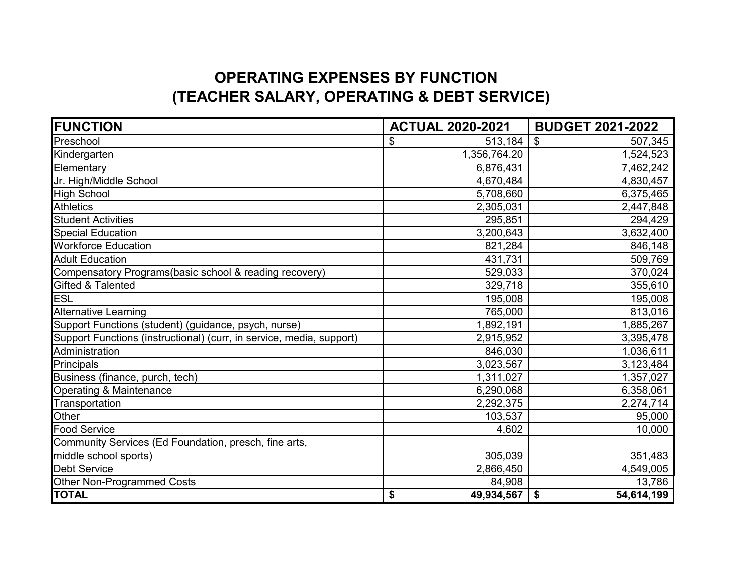# OPERATING EXPENSES BY FUNCTION
## (TEACHER SALARY, OPERATING & DEBT SERVICE)

| FUNCTION | ACTUAL 2020-2021 | BUDGET 2021-2022 |
|---|---|---|
| Preschool | $ 513,184 | $ 507,345 |
| Kindergarten | 1,356,764.20 | 1,524,523 |
| Elementary | 6,876,431 | 7,462,242 |
| Jr. High/Middle School | 4,670,484 | 4,830,457 |
| High School | 5,708,660 | 6,375,465 |
| Athletics | 2,305,031 | 2,447,848 |
| Student Activities | 295,851 | 294,429 |
| Special Education | 3,200,643 | 3,632,400 |
| Workforce Education | 821,284 | 846,148 |
| Adult Education | 431,731 | 509,769 |
| Compensatory Programs(basic school & reading recovery) | 529,033 | 370,024 |
| Gifted & Talented | 329,718 | 355,610 |
| ESL | 195,008 | 195,008 |
| Alternative Learning | 765,000 | 813,016 |
| Support Functions (student) (guidance, psych, nurse) | 1,892,191 | 1,885,267 |
| Support Functions (instructional) (curr, in service, media, support) | 2,915,952 | 3,395,478 |
| Administration | 846,030 | 1,036,611 |
| Principals | 3,023,567 | 3,123,484 |
| Business (finance, purch, tech) | 1,311,027 | 1,357,027 |
| Operating & Maintenance | 6,290,068 | 6,358,061 |
| Transportation | 2,292,375 | 2,274,714 |
| Other | 103,537 | 95,000 |
| Food Service | 4,602 | 10,000 |
| Community Services (Ed Foundation, presch, fine arts, middle school sports) | 305,039 | 351,483 |
| Debt Service | 2,866,450 | 4,549,005 |
| Other Non-Programmed Costs | 84,908 | 13,786 |
| **TOTAL** | **$ 49,934,567** | **$ 54,614,199** |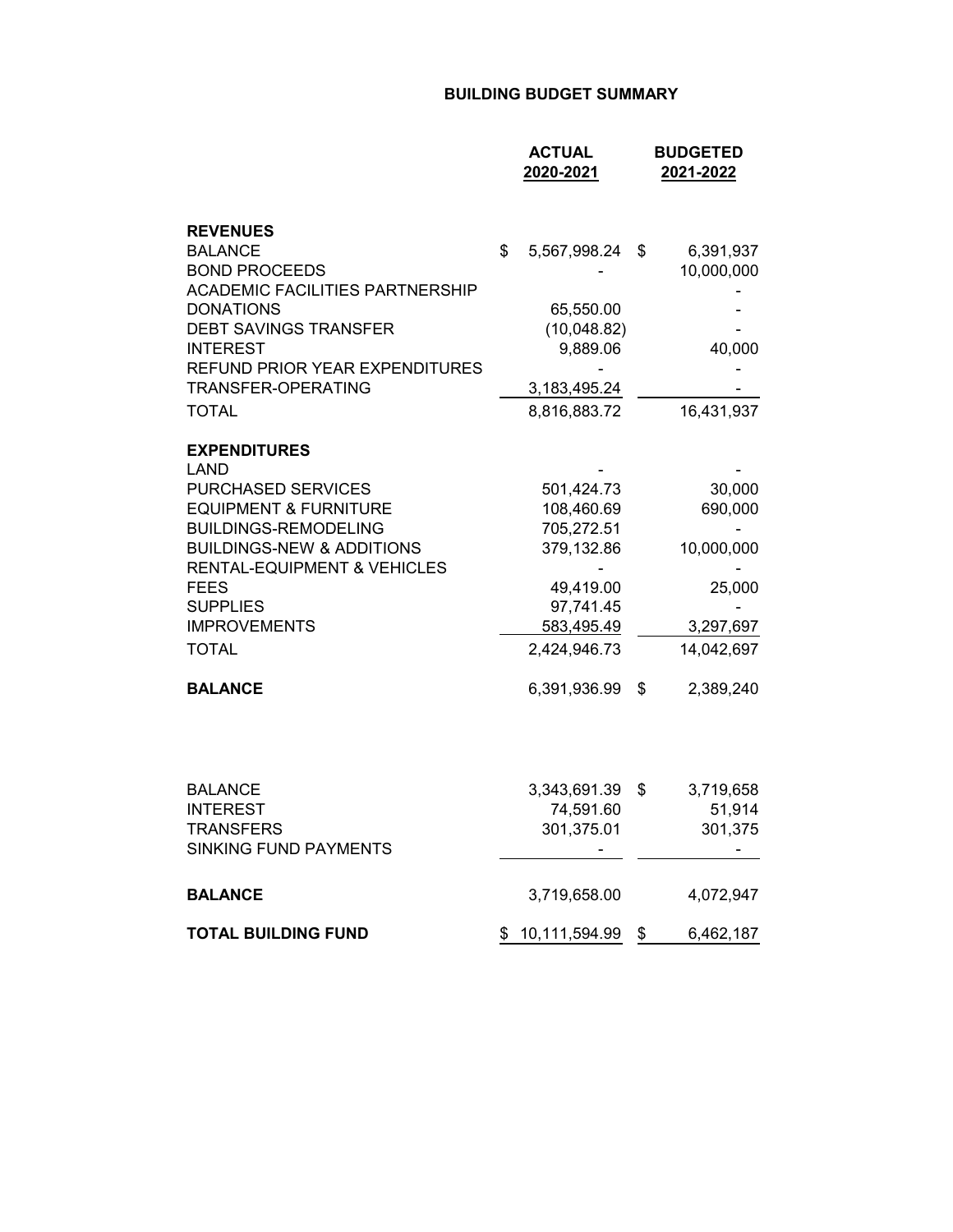# BUILDING BUDGET SUMMARY

| | ACTUAL 2020-2021 | BUDGETED 2021-2022 |
|---|---|---|
| **REVENUES** | | |
| BALANCE | $ 5,567,998.24 | $ 6,391,937 |
| BOND PROCEEDS | - | 10,000,000 |
| ACADEMIC FACILITIES PARTNERSHIP | | - |
| DONATIONS | 65,550.00 | - |
| DEBT SAVINGS TRANSFER | (10,048.82) | - |
| INTEREST | 9,889.06 | 40,000 |
| REFUND PRIOR YEAR EXPENDITURES | - | - |
| TRANSFER-OPERATING | 3,183,495.24 | - |
| TOTAL | 8,816,883.72 | 16,431,937 |
| **EXPENDITURES** | | |
| LAND | - | - |
| PURCHASED SERVICES | 501,424.73 | 30,000 |
| EQUIPMENT & FURNITURE | 108,460.69 | 690,000 |
| BUILDINGS-REMODELING | 705,272.51 | - |
| BUILDINGS-NEW & ADDITIONS | 379,132.86 | 10,000,000 |
| RENTAL-EQUIPMENT & VEHICLES | - | - |
| FEES | 49,419.00 | 25,000 |
| SUPPLIES | 97,741.45 | - |
| IMPROVEMENTS | 583,495.49 | 3,297,697 |
| TOTAL | 2,424,946.73 | 14,042,697 |
| **BALANCE** | 6,391,936.99 | $ 2,389,240 |

| | ACTUAL 2020-2021 | BUDGETED 2021-2022 |
|---|---|---|
| BALANCE | 3,343,691.39 | $ 3,719,658 |
| INTEREST | 74,591.60 | 51,914 |
| TRANSFERS | 301,375.01 | 301,375 |
| SINKING FUND PAYMENTS | - | - |
| **BALANCE** | 3,719,658.00 | 4,072,947 |
| **TOTAL BUILDING FUND** | $ 10,111,594.99 | $ 6,462,187 |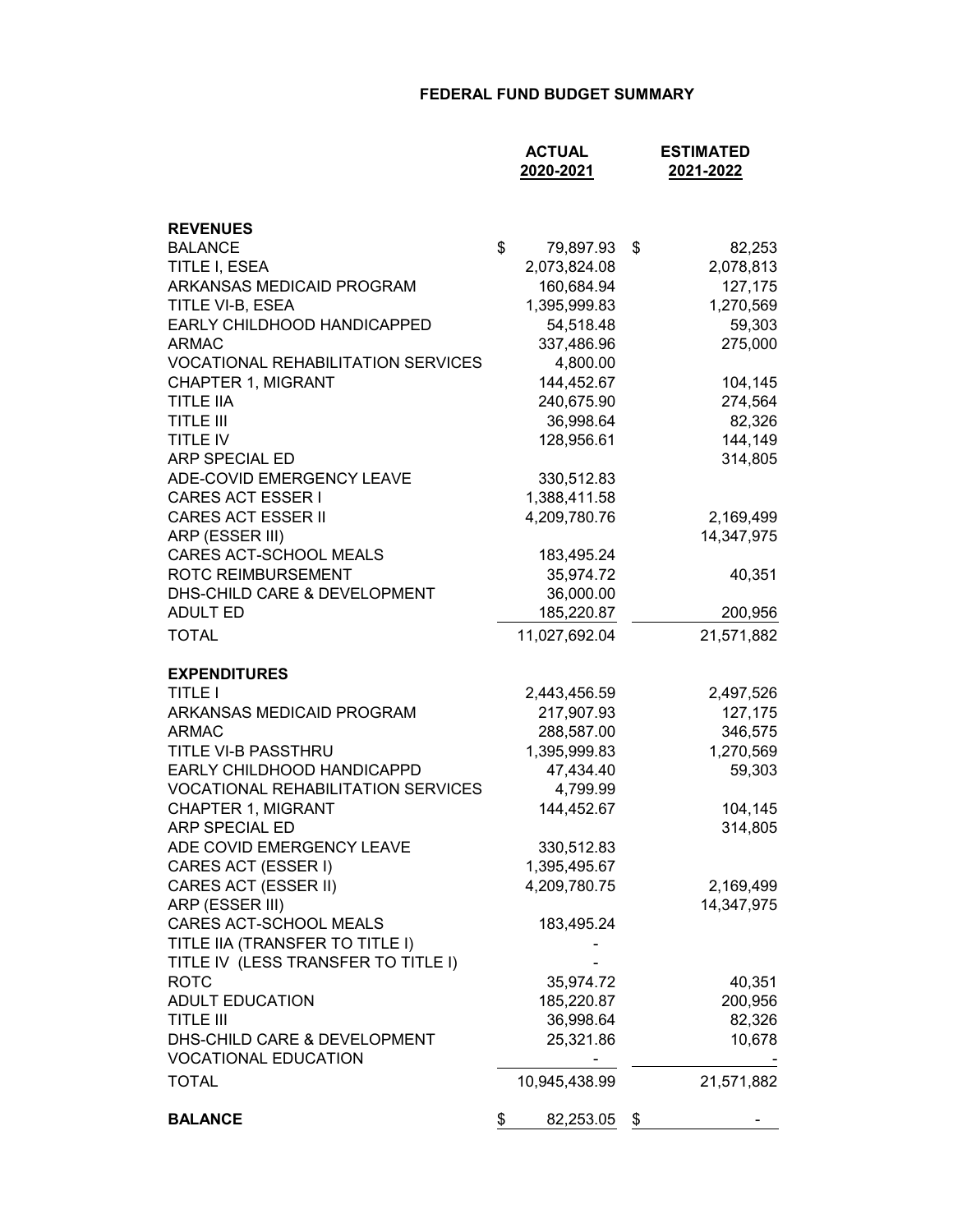# FEDERAL FUND BUDGET SUMMARY

| | ACTUAL 2020-2021 | ESTIMATED 2021-2022 |
|---|---|---|
| **REVENUES** | | |
| BALANCE | $ 79,897.93 | $ 82,253 |
| TITLE I, ESEA | 2,073,824.08 | 2,078,813 |
| ARKANSAS MEDICAID PROGRAM | 160,684.94 | 127,175 |
| TITLE VI-B, ESEA | 1,395,999.83 | 1,270,569 |
| EARLY CHILDHOOD HANDICAPPED | 54,518.48 | 59,303 |
| ARMAC | 337,486.96 | 275,000 |
| VOCATIONAL REHABILITATION SERVICES | 4,800.00 | |
| CHAPTER 1, MIGRANT | 144,452.67 | 104,145 |
| TITLE IIA | 240,675.90 | 274,564 |
| TITLE III | 36,998.64 | 82,326 |
| TITLE IV | 128,956.61 | 144,149 |
| ARP SPECIAL ED | | 314,805 |
| ADE-COVID EMERGENCY LEAVE | 330,512.83 | |
| CARES ACT ESSER I | 1,388,411.58 | |
| CARES ACT ESSER II | 4,209,780.76 | 2,169,499 |
| ARP (ESSER III) | | 14,347,975 |
| CARES ACT-SCHOOL MEALS | 183,495.24 | |
| ROTC REIMBURSEMENT | 35,974.72 | 40,351 |
| DHS-CHILD CARE & DEVELOPMENT | 36,000.00 | |
| ADULT ED | 185,220.87 | 200,956 |
| TOTAL | 11,027,692.04 | 21,571,882 |
| **EXPENDITURES** | | |
| TITLE I | 2,443,456.59 | 2,497,526 |
| ARKANSAS MEDICAID PROGRAM | 217,907.93 | 127,175 |
| ARMAC | 288,587.00 | 346,575 |
| TITLE VI-B PASSTHRU | 1,395,999.83 | 1,270,569 |
| EARLY CHILDHOOD HANDICAPPD | 47,434.40 | 59,303 |
| VOCATIONAL REHABILITATION SERVICES | 4,799.99 | |
| CHAPTER 1, MIGRANT | 144,452.67 | 104,145 |
| ARP SPECIAL ED | | 314,805 |
| ADE COVID EMERGENCY LEAVE | 330,512.83 | |
| CARES ACT (ESSER I) | 1,395,495.67 | |
| CARES ACT (ESSER II) | 4,209,780.75 | 2,169,499 |
| ARP (ESSER III) | | 14,347,975 |
| CARES ACT-SCHOOL MEALS | 183,495.24 | |
| TITLE IIA (TRANSFER TO TITLE I) | - | |
| TITLE IV (LESS TRANSFER TO TITLE I) | - | |
| ROTC | 35,974.72 | 40,351 |
| ADULT EDUCATION | 185,220.87 | 200,956 |
| TITLE III | 36,998.64 | 82,326 |
| DHS-CHILD CARE & DEVELOPMENT | 25,321.86 | 10,678 |
| VOCATIONAL EDUCATION | - | - |
| TOTAL | 10,945,438.99 | 21,571,882 |
| **BALANCE** | $ 82,253.05 | $ - |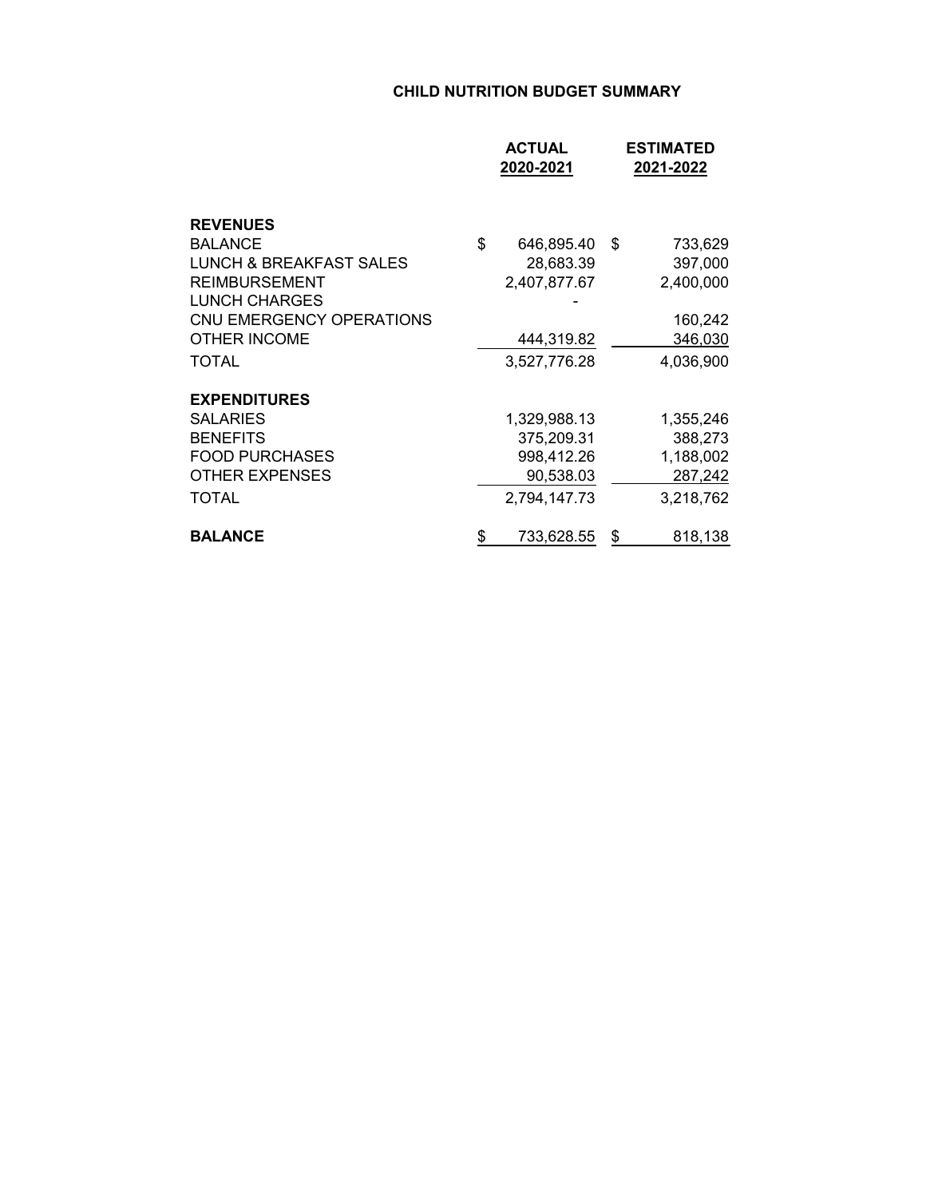# CHILD NUTRITION BUDGET SUMMARY

| | ACTUAL 2020-2021 | ESTIMATED 2021-2022 |
|---|---|---|
| **REVENUES** | | |
| BALANCE | $ 646,895.40 | $ 733,629 |
| LUNCH & BREAKFAST SALES | 28,683.39 | 397,000 |
| REIMBURSEMENT | 2,407,877.67 | 2,400,000 |
| LUNCH CHARGES | - | |
| CNU EMERGENCY OPERATIONS | | 160,242 |
| OTHER INCOME | 444,319.82 | 346,030 |
| TOTAL | 3,527,776.28 | 4,036,900 |
| **EXPENDITURES** | | |
| SALARIES | 1,329,988.13 | 1,355,246 |
| BENEFITS | 375,209.31 | 388,273 |
| FOOD PURCHASES | 998,412.26 | 1,188,002 |
| OTHER EXPENSES | 90,538.03 | 287,242 |
| TOTAL | 2,794,147.73 | 3,218,762 |
| **BALANCE** | $ 733,628.55 | $ 818,138 |